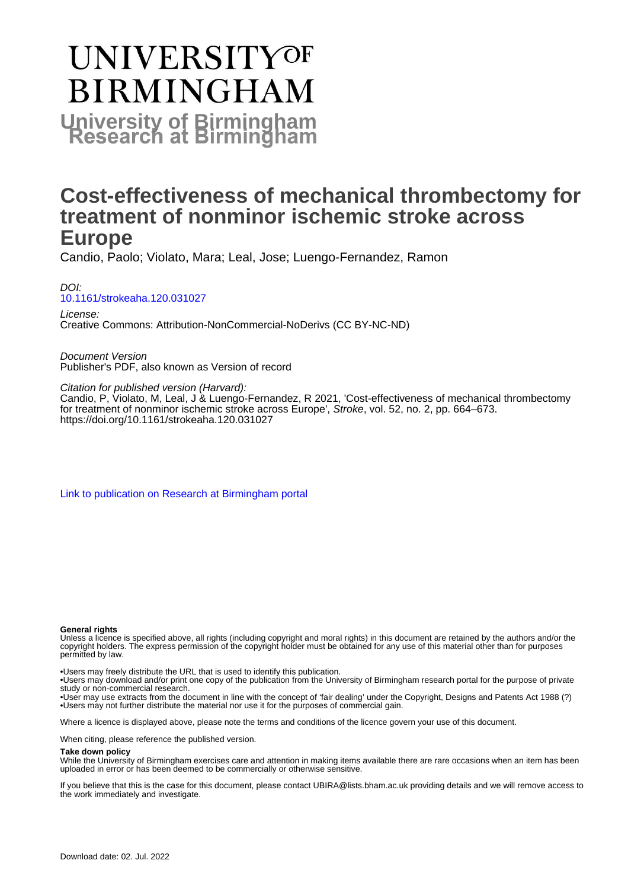# UNIVERSITY OF BIRMINGHAM

**University of Birmingham Research at Birmingham**

# Cost-effectiveness of mechanical thrombectomy for treatment of nonminor ischemic stroke across Europe

Candio, Paolo; Violato, Mara; Leal, Jose; Luengo-Fernandez, Ramon

*DOI:*
10.1161/strokeaha.120.031027

*License:*
Creative Commons: Attribution-NonCommercial-NoDerivs (CC BY-NC-ND)

*Document Version*
Publisher's PDF, also known as Version of record

*Citation for published version (Harvard):*
Candio, P, Violato, M, Leal, J & Luengo-Fernandez, R 2021, 'Cost-effectiveness of mechanical thrombectomy for treatment of nonminor ischemic stroke across Europe', *Stroke*, vol. 52, no. 2, pp. 664–673. https://doi.org/10.1161/strokeaha.120.031027

Link to publication on Research at Birmingham portal

**General rights**

Unless a licence is specified above, all rights (including copyright and moral rights) in this document are retained by the authors and/or the copyright holders. The express permission of the copyright holder must be obtained for any use of this material other than for purposes permitted by law.

•Users may freely distribute the URL that is used to identify this publication.
•Users may download and/or print one copy of the publication from the University of Birmingham research portal for the purpose of private study or non-commercial research.
•User may use extracts from the document in line with the concept of 'fair dealing' under the Copyright, Designs and Patents Act 1988 (?)
•Users may not further distribute the material nor use it for the purposes of commercial gain.

Where a licence is displayed above, please note the terms and conditions of the licence govern your use of this document.

When citing, please reference the published version.

**Take down policy**

While the University of Birmingham exercises care and attention in making items available there are rare occasions when an item has been uploaded in error or has been deemed to be commercially or otherwise sensitive.

If you believe that this is the case for this document, please contact UBIRA@lists.bham.ac.uk providing details and we will remove access to the work immediately and investigate.

Download date: 02. Jul. 2022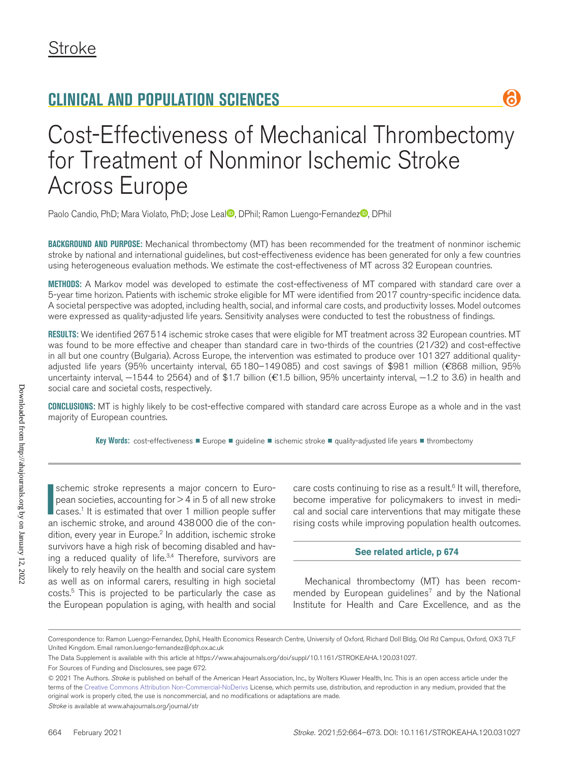## CLINICAL AND POPULATION SCIENCES

# Cost-Effectiveness of Mechanical Thrombectomy for Treatment of Nonminor Ischemic Stroke Across Europe

Paolo Candio, PhD; Mara Violato, PhD; Jose Leal, DPhil; Ramon Luengo-Fernandez, DPhil

**BACKGROUND AND PURPOSE:** Mechanical thrombectomy (MT) has been recommended for the treatment of nonminor ischemic stroke by national and international guidelines, but cost-effectiveness evidence has been generated for only a few countries using heterogeneous evaluation methods. We estimate the cost-effectiveness of MT across 32 European countries.

**METHODS:** A Markov model was developed to estimate the cost-effectiveness of MT compared with standard care over a 5-year time horizon. Patients with ischemic stroke eligible for MT were identified from 2017 country-specific incidence data. A societal perspective was adopted, including health, social, and informal care costs, and productivity losses. Model outcomes were expressed as quality-adjusted life years. Sensitivity analyses were conducted to test the robustness of findings.

**RESULTS:** We identified 267 514 ischemic stroke cases that were eligible for MT treatment across 32 European countries. MT was found to be more effective and cheaper than standard care in two-thirds of the countries (21/32) and cost-effective in all but one country (Bulgaria). Across Europe, the intervention was estimated to produce over 101 327 additional quality-adjusted life years (95% uncertainty interval, 65 180–149 085) and cost savings of $981 million (€868 million, 95% uncertainty interval, −1544 to 2564) and of $1.7 billion (€1.5 billion, 95% uncertainty interval, −1.2 to 3.6) in health and social care and societal costs, respectively.

**CONCLUSIONS:** MT is highly likely to be cost-effective compared with standard care across Europe as a whole and in the vast majority of European countries.

**Key Words:** cost-effectiveness ■ Europe ■ guideline ■ ischemic stroke ■ quality-adjusted life years ■ thrombectomy

Ischemic stroke represents a major concern to European societies, accounting for >4 in 5 of all new stroke cases.[1] It is estimated that over 1 million people suffer an ischemic stroke, and around 438 000 die of the condition, every year in Europe.[2] In addition, ischemic stroke survivors have a high risk of becoming disabled and having a reduced quality of life.[3,4] Therefore, survivors are likely to rely heavily on the health and social care system as well as on informal carers, resulting in high societal costs.[5] This is projected to be particularly the case as the European population is aging, with health and social care costs continuing to rise as a result.[6] It will, therefore, become imperative for policymakers to invest in medical and social care interventions that may mitigate these rising costs while improving population health outcomes.

**See related article, p 674**

Mechanical thrombectomy (MT) has been recommended by European guidelines[7] and by the National Institute for Health and Care Excellence, and as the

Correspondence to: Ramon Luengo-Fernandez, Dphil, Health Economics Research Centre, University of Oxford, Richard Doll Bldg, Old Rd Campus, Oxford, OX3 7LF United Kingdom. Email ramon.luengo-fernandez@dph.ox.ac.uk

The Data Supplement is available with this article at https://www.ahajournals.org/doi/suppl/10.1161/STROKEAHA.120.031027.

For Sources of Funding and Disclosures, see page 672.

© 2021 The Authors. *Stroke* is published on behalf of the American Heart Association, Inc., by Wolters Kluwer Health, Inc. This is an open access article under the terms of the Creative Commons Attribution Non-Commercial-NoDerivs License, which permits use, distribution, and reproduction in any medium, provided that the original work is properly cited, the use is noncommercial, and no modifications or adaptations are made.

*Stroke* is available at www.ahajournals.org/journal/str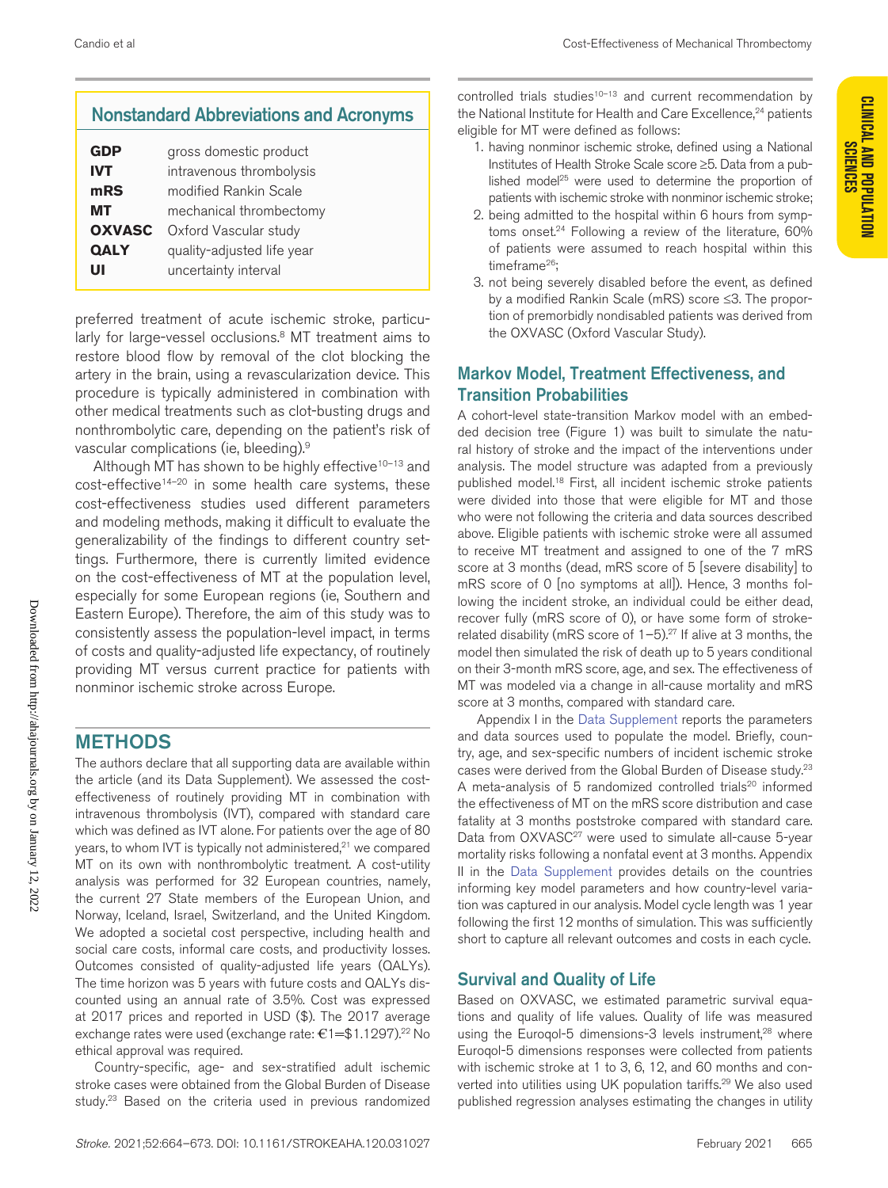## Nonstandard Abbreviations and Acronyms

| | |
|---|---|
| **GDP** | gross domestic product |
| **IVT** | intravenous thrombolysis |
| **mRS** | modified Rankin Scale |
| **MT** | mechanical thrombectomy |
| **OXVASC** | Oxford Vascular study |
| **QALY** | quality-adjusted life year |
| **UI** | uncertainty interval |

preferred treatment of acute ischemic stroke, particularly for large-vessel occlusions.[8] MT treatment aims to restore blood flow by removal of the clot blocking the artery in the brain, using a revascularization device. This procedure is typically administered in combination with other medical treatments such as clot-busting drugs and nonthrombolytic care, depending on the patient's risk of vascular complications (ie, bleeding).[9]

Although MT has shown to be highly effective[10–13] and cost-effective[14–20] in some health care systems, these cost-effectiveness studies used different parameters and modeling methods, making it difficult to evaluate the generalizability of the findings to different country settings. Furthermore, there is currently limited evidence on the cost-effectiveness of MT at the population level, especially for some European regions (ie, Southern and Eastern Europe). Therefore, the aim of this study was to consistently assess the population-level impact, in terms of costs and quality-adjusted life expectancy, of routinely providing MT versus current practice for patients with nonminor ischemic stroke across Europe.

## METHODS

The authors declare that all supporting data are available within the article (and its Data Supplement). We assessed the cost-effectiveness of routinely providing MT in combination with intravenous thrombolysis (IVT), compared with standard care which was defined as IVT alone. For patients over the age of 80 years, to whom IVT is typically not administered,[21] we compared MT on its own with nonthrombolytic treatment. A cost-utility analysis was performed for 32 European countries, namely, the current 27 State members of the European Union, and Norway, Iceland, Israel, Switzerland, and the United Kingdom. We adopted a societal cost perspective, including health and social care costs, informal care costs, and productivity losses. Outcomes consisted of quality-adjusted life years (QALYs). The time horizon was 5 years with future costs and QALYs discounted using an annual rate of 3.5%. Cost was expressed at 2017 prices and reported in USD ($). The 2017 average exchange rates were used (exchange rate: €1=$1.1297).[22] No ethical approval was required.

Country-specific, age- and sex-stratified adult ischemic stroke cases were obtained from the Global Burden of Disease study.[23] Based on the criteria used in previous randomized controlled trials studies[10–13] and current recommendation by the National Institute for Health and Care Excellence,[24] patients eligible for MT were defined as follows:

1. having nonminor ischemic stroke, defined using a National Institutes of Health Stroke Scale score ≥5. Data from a published model[25] were used to determine the proportion of patients with ischemic stroke with nonminor ischemic stroke;
2. being admitted to the hospital within 6 hours from symptoms onset.[24] Following a review of the literature, 60% of patients were assumed to reach hospital within this timeframe[26];
3. not being severely disabled before the event, as defined by a modified Rankin Scale (mRS) score ≤3. The proportion of premorbidly nondisabled patients was derived from the OXVASC (Oxford Vascular Study).

### Markov Model, Treatment Effectiveness, and Transition Probabilities

A cohort-level state-transition Markov model with an embedded decision tree (Figure 1) was built to simulate the natural history of stroke and the impact of the interventions under analysis. The model structure was adapted from a previously published model.[18] First, all incident ischemic stroke patients were divided into those that were eligible for MT and those who were not following the criteria and data sources described above. Eligible patients with ischemic stroke were all assumed to receive MT treatment and assigned to one of the 7 mRS score at 3 months (dead, mRS score of 5 [severe disability] to mRS score of 0 [no symptoms at all]). Hence, 3 months following the incident stroke, an individual could be either dead, recover fully (mRS score of 0), or have some form of stroke-related disability (mRS score of 1–5).[27] If alive at 3 months, the model then simulated the risk of death up to 5 years conditional on their 3-month mRS score, age, and sex. The effectiveness of MT was modeled via a change in all-cause mortality and mRS score at 3 months, compared with standard care.

Appendix I in the Data Supplement reports the parameters and data sources used to populate the model. Briefly, country, age, and sex-specific numbers of incident ischemic stroke cases were derived from the Global Burden of Disease study.[23] A meta-analysis of 5 randomized controlled trials[20] informed the effectiveness of MT on the mRS score distribution and case fatality at 3 months poststroke compared with standard care. Data from OXVASC[27] were used to simulate all-cause 5-year mortality risks following a nonfatal event at 3 months. Appendix II in the Data Supplement provides details on the countries informing key model parameters and how country-level variation was captured in our analysis. Model cycle length was 1 year following the first 12 months of simulation. This was sufficiently short to capture all relevant outcomes and costs in each cycle.

### Survival and Quality of Life

Based on OXVASC, we estimated parametric survival equations and quality of life values. Quality of life was measured using the Euroqol-5 dimensions-3 levels instrument,[28] where Euroqol-5 dimensions responses were collected from patients with ischemic stroke at 1 to 3, 6, 12, and 60 months and converted into utilities using UK population tariffs.[29] We also used published regression analyses estimating the changes in utility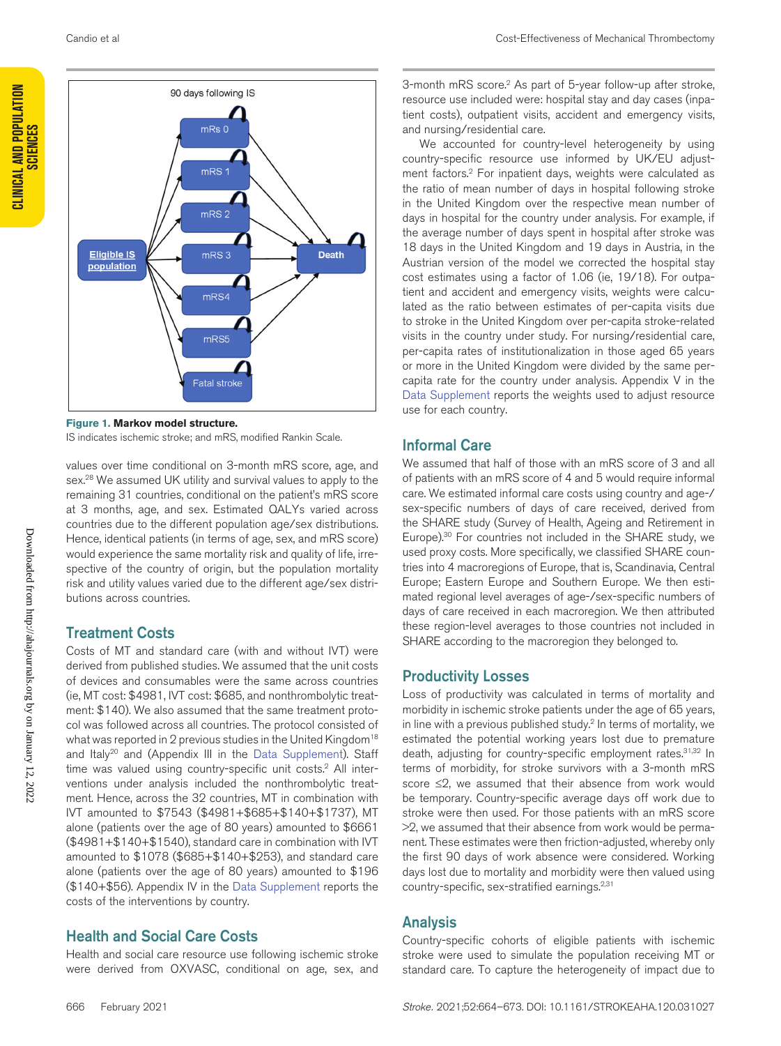**Figure 1. Markov model structure.**
IS indicates ischemic stroke; and mRS, modified Rankin Scale.

values over time conditional on 3-month mRS score, age, and sex.[28] We assumed UK utility and survival values to apply to the remaining 31 countries, conditional on the patient's mRS score at 3 months, age, and sex. Estimated QALYs varied across countries due to the different population age/sex distributions. Hence, identical patients (in terms of age, sex, and mRS score) would experience the same mortality risk and quality of life, irrespective of the country of origin, but the population mortality risk and utility values varied due to the different age/sex distributions across countries.

## Treatment Costs

Costs of MT and standard care (with and without IVT) were derived from published studies. We assumed that the unit costs of devices and consumables were the same across countries (ie, MT cost: $4981, IVT cost: $685, and nonthrombolytic treatment: $140). We also assumed that the same treatment protocol was followed across all countries. The protocol consisted of what was reported in 2 previous studies in the United Kingdom[18] and Italy[20] and (Appendix III in the Data Supplement). Staff time was valued using country-specific unit costs.[2] All interventions under analysis included the nonthrombolytic treatment. Hence, across the 32 countries, MT in combination with IVT amounted to $7543 ($4981+$685+$140+$1737), MT alone (patients over the age of 80 years) amounted to $6661 ($4981+$140+$1540), standard care in combination with IVT amounted to $1078 ($685+$140+$253), and standard care alone (patients over the age of 80 years) amounted to $196 ($140+$56). Appendix IV in the Data Supplement reports the costs of the interventions by country.

## Health and Social Care Costs

Health and social care resource use following ischemic stroke were derived from OXVASC, conditional on age, sex, and 3-month mRS score.[2] As part of 5-year follow-up after stroke, resource use included were: hospital stay and day cases (inpatient costs), outpatient visits, accident and emergency visits, and nursing/residential care.

We accounted for country-level heterogeneity by using country-specific resource use informed by UK/EU adjustment factors.[2] For inpatient days, weights were calculated as the ratio of mean number of days in hospital following stroke in the United Kingdom over the respective mean number of days in hospital for the country under analysis. For example, if the average number of days spent in hospital after stroke was 18 days in the United Kingdom and 19 days in Austria, in the Austrian version of the model we corrected the hospital stay cost estimates using a factor of 1.06 (ie, 19/18). For outpatient and accident and emergency visits, weights were calculated as the ratio between estimates of per-capita visits due to stroke in the United Kingdom over per-capita stroke-related visits in the country under study. For nursing/residential care, per-capita rates of institutionalization in those aged 65 years or more in the United Kingdom were divided by the same per-capita rate for the country under analysis. Appendix V in the Data Supplement reports the weights used to adjust resource use for each country.

## Informal Care

We assumed that half of those with an mRS score of 3 and all of patients with an mRS score of 4 and 5 would require informal care. We estimated informal care costs using country and age-/sex-specific numbers of days of care received, derived from the SHARE study (Survey of Health, Ageing and Retirement in Europe).[30] For countries not included in the SHARE study, we used proxy costs. More specifically, we classified SHARE countries into 4 macroregions of Europe, that is, Scandinavia, Central Europe; Eastern Europe and Southern Europe. We then estimated regional level averages of age-/sex-specific numbers of days of care received in each macroregion. We then attributed these region-level averages to those countries not included in SHARE according to the macroregion they belonged to.

## Productivity Losses

Loss of productivity was calculated in terms of mortality and morbidity in ischemic stroke patients under the age of 65 years, in line with a previous published study.[2] In terms of mortality, we estimated the potential working years lost due to premature death, adjusting for country-specific employment rates.[31,32] In terms of morbidity, for stroke survivors with a 3-month mRS score ≤2, we assumed that their absence from work would be temporary. Country-specific average days off work due to stroke were then used. For those patients with an mRS score >2, we assumed that their absence from work would be permanent. These estimates were then friction-adjusted, whereby only the first 90 days of work absence were considered. Working days lost due to mortality and morbidity were then valued using country-specific, sex-stratified earnings.[2,31]

## Analysis

Country-specific cohorts of eligible patients with ischemic stroke were used to simulate the population receiving MT or standard care. To capture the heterogeneity of impact due to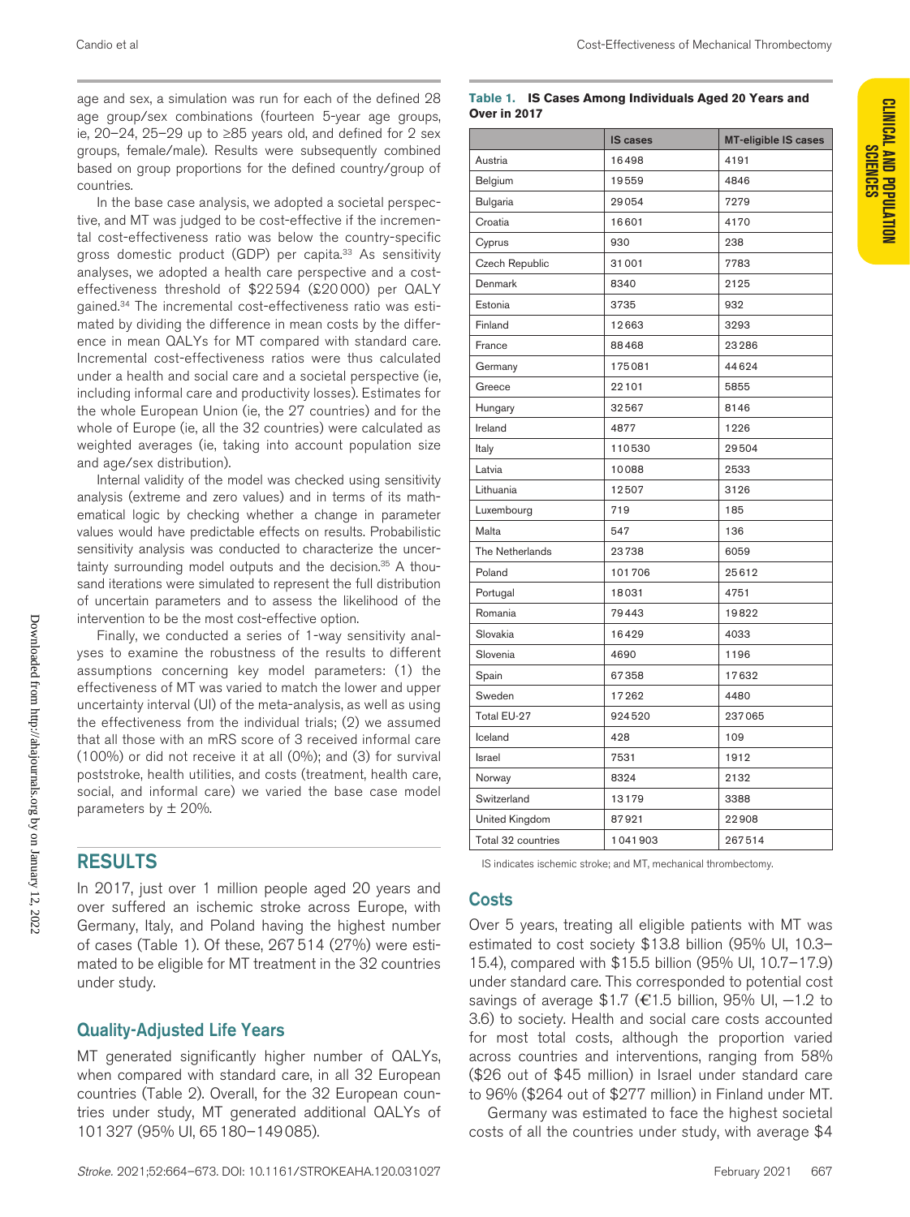age and sex, a simulation was run for each of the defined 28 age group/sex combinations (fourteen 5-year age groups, ie, 20–24, 25–29 up to ≥85 years old, and defined for 2 sex groups, female/male). Results were subsequently combined based on group proportions for the defined country/group of countries.

In the base case analysis, we adopted a societal perspective, and MT was judged to be cost-effective if the incremental cost-effectiveness ratio was below the country-specific gross domestic product (GDP) per capita.[33] As sensitivity analyses, we adopted a health care perspective and a cost-effectiveness threshold of $22 594 (£20 000) per QALY gained.[34] The incremental cost-effectiveness ratio was estimated by dividing the difference in mean costs by the difference in mean QALYs for MT compared with standard care. Incremental cost-effectiveness ratios were thus calculated under a health and social care and a societal perspective (ie, including informal care and productivity losses). Estimates for the whole European Union (ie, the 27 countries) and for the whole of Europe (ie, all the 32 countries) were calculated as weighted averages (ie, taking into account population size and age/sex distribution).

Internal validity of the model was checked using sensitivity analysis (extreme and zero values) and in terms of its mathematical logic by checking whether a change in parameter values would have predictable effects on results. Probabilistic sensitivity analysis was conducted to characterize the uncertainty surrounding model outputs and the decision.[35] A thousand iterations were simulated to represent the full distribution of uncertain parameters and to assess the likelihood of the intervention to be the most cost-effective option.

Finally, we conducted a series of 1-way sensitivity analyses to examine the robustness of the results to different assumptions concerning key model parameters: (1) the effectiveness of MT was varied to match the lower and upper uncertainty interval (UI) of the meta-analysis, as well as using the effectiveness from the individual trials; (2) we assumed that all those with an mRS score of 3 received informal care (100%) or did not receive it at all (0%); and (3) for survival poststroke, health utilities, and costs (treatment, health care, social, and informal care) we varied the base case model parameters by ± 20%.

## RESULTS

In 2017, just over 1 million people aged 20 years and over suffered an ischemic stroke across Europe, with Germany, Italy, and Poland having the highest number of cases (Table 1). Of these, 267 514 (27%) were estimated to be eligible for MT treatment in the 32 countries under study.

### Quality-Adjusted Life Years

MT generated significantly higher number of QALYs, when compared with standard care, in all 32 European countries (Table 2). Overall, for the 32 European countries under study, MT generated additional QALYs of 101 327 (95% UI, 65 180–149 085).

**Table 1. IS Cases Among Individuals Aged 20 Years and Over in 2017**

| | IS cases | MT-eligible IS cases |
|---|---|---|
| Austria | 16 498 | 4191 |
| Belgium | 19 559 | 4846 |
| Bulgaria | 29 054 | 7279 |
| Croatia | 16 601 | 4170 |
| Cyprus | 930 | 238 |
| Czech Republic | 31 001 | 7783 |
| Denmark | 8340 | 2125 |
| Estonia | 3735 | 932 |
| Finland | 12 663 | 3293 |
| France | 88 468 | 23 286 |
| Germany | 175 081 | 44 624 |
| Greece | 22 101 | 5855 |
| Hungary | 32 567 | 8146 |
| Ireland | 4877 | 1226 |
| Italy | 110 530 | 29 504 |
| Latvia | 10 088 | 2533 |
| Lithuania | 12 507 | 3126 |
| Luxembourg | 719 | 185 |
| Malta | 547 | 136 |
| The Netherlands | 23 738 | 6059 |
| Poland | 101 706 | 25 612 |
| Portugal | 18 031 | 4751 |
| Romania | 79 443 | 19 822 |
| Slovakia | 16 429 | 4033 |
| Slovenia | 4690 | 1196 |
| Spain | 67 358 | 17 632 |
| Sweden | 17 262 | 4480 |
| Total EU-27 | 924 520 | 237 065 |
| Iceland | 428 | 109 |
| Israel | 7531 | 1912 |
| Norway | 8324 | 2132 |
| Switzerland | 13 179 | 3388 |
| United Kingdom | 87 921 | 22 908 |
| Total 32 countries | 1 041 903 | 267 514 |

IS indicates ischemic stroke; and MT, mechanical thrombectomy.

### Costs

Over 5 years, treating all eligible patients with MT was estimated to cost society $13.8 billion (95% UI, 10.3–15.4), compared with $15.5 billion (95% UI, 10.7–17.9) under standard care. This corresponded to potential cost savings of average $1.7 (€1.5 billion, 95% UI, −1.2 to 3.6) to society. Health and social care costs accounted for most total costs, although the proportion varied across countries and interventions, ranging from 58% ($26 out of $45 million) in Israel under standard care to 96% ($264 out of $277 million) in Finland under MT.

Germany was estimated to face the highest societal costs of all the countries under study, with average $4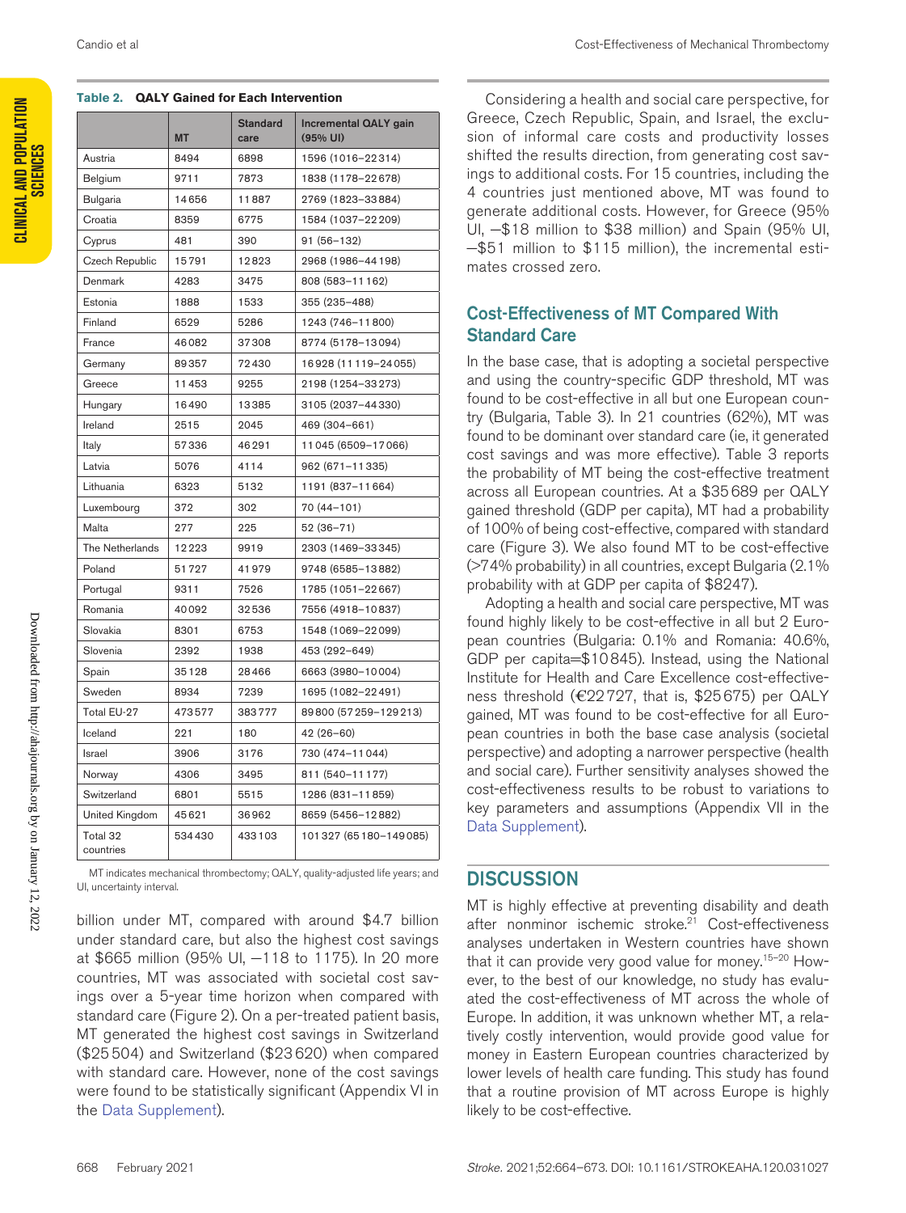**Table 2. QALY Gained for Each Intervention**

| | MT | Standard care | Incremental QALY gain (95% UI) |
|---|---|---|---|
| Austria | 8494 | 6898 | 1596 (1016–22314) |
| Belgium | 9711 | 7873 | 1838 (1178–22678) |
| Bulgaria | 14656 | 11887 | 2769 (1823–33884) |
| Croatia | 8359 | 6775 | 1584 (1037–22209) |
| Cyprus | 481 | 390 | 91 (56–132) |
| Czech Republic | 15791 | 12823 | 2968 (1986–44198) |
| Denmark | 4283 | 3475 | 808 (583–11162) |
| Estonia | 1888 | 1533 | 355 (235–488) |
| Finland | 6529 | 5286 | 1243 (746–11800) |
| France | 46082 | 37308 | 8774 (5178–13094) |
| Germany | 89357 | 72430 | 16928 (11119–24055) |
| Greece | 11453 | 9255 | 2198 (1254–33273) |
| Hungary | 16490 | 13385 | 3105 (2037–44330) |
| Ireland | 2515 | 2045 | 469 (304–661) |
| Italy | 57336 | 46291 | 11045 (6509–17066) |
| Latvia | 5076 | 4114 | 962 (671–11335) |
| Lithuania | 6323 | 5132 | 1191 (837–11664) |
| Luxembourg | 372 | 302 | 70 (44–101) |
| Malta | 277 | 225 | 52 (36–71) |
| The Netherlands | 12223 | 9919 | 2303 (1469–33345) |
| Poland | 51727 | 41979 | 9748 (6585–13882) |
| Portugal | 9311 | 7526 | 1785 (1051–22667) |
| Romania | 40092 | 32536 | 7556 (4918–10837) |
| Slovakia | 8301 | 6753 | 1548 (1069–22099) |
| Slovenia | 2392 | 1938 | 453 (292–649) |
| Spain | 35128 | 28466 | 6663 (3980–10004) |
| Sweden | 8934 | 7239 | 1695 (1082–22491) |
| Total EU-27 | 473577 | 383777 | 89800 (57259–129213) |
| Iceland | 221 | 180 | 42 (26–60) |
| Israel | 3906 | 3176 | 730 (474–11044) |
| Norway | 4306 | 3495 | 811 (540–11177) |
| Switzerland | 6801 | 5515 | 1286 (831–11859) |
| United Kingdom | 45621 | 36962 | 8659 (5456–12882) |
| Total 32 countries | 534430 | 433103 | 101327 (65180–149085) |

MT indicates mechanical thrombectomy; QALY, quality-adjusted life years; and UI, uncertainty interval.

billion under MT, compared with around $4.7 billion under standard care, but also the highest cost savings at $665 million (95% UI, −118 to 1175). In 20 more countries, MT was associated with societal cost savings over a 5-year time horizon when compared with standard care (Figure 2). On a per-treated patient basis, MT generated the highest cost savings in Switzerland ($25504) and Switzerland ($23620) when compared with standard care. However, none of the cost savings were found to be statistically significant (Appendix VI in the Data Supplement).

Considering a health and social care perspective, for Greece, Czech Republic, Spain, and Israel, the exclusion of informal care costs and productivity losses shifted the results direction, from generating cost savings to additional costs. For 15 countries, including the 4 countries just mentioned above, MT was found to generate additional costs. However, for Greece (95% UI, −$18 million to $38 million) and Spain (95% UI, −$51 million to $115 million), the incremental estimates crossed zero.

## Cost-Effectiveness of MT Compared With Standard Care

In the base case, that is adopting a societal perspective and using the country-specific GDP threshold, MT was found to be cost-effective in all but one European country (Bulgaria, Table 3). In 21 countries (62%), MT was found to be dominant over standard care (ie, it generated cost savings and was more effective). Table 3 reports the probability of MT being the cost-effective treatment across all European countries. At a $35689 per QALY gained threshold (GDP per capita), MT had a probability of 100% of being cost-effective, compared with standard care (Figure 3). We also found MT to be cost-effective (>74% probability) in all countries, except Bulgaria (2.1% probability with at GDP per capita of $8247).

Adopting a health and social care perspective, MT was found highly likely to be cost-effective in all but 2 European countries (Bulgaria: 0.1% and Romania: 40.6%, GDP per capita=$10845). Instead, using the National Institute for Health and Care Excellence cost-effectiveness threshold (€22727, that is, $25675) per QALY gained, MT was found to be cost-effective for all European countries in both the base case analysis (societal perspective) and adopting a narrower perspective (health and social care). Further sensitivity analyses showed the cost-effectiveness results to be robust to variations to key parameters and assumptions (Appendix VII in the Data Supplement).

## DISCUSSION

MT is highly effective at preventing disability and death after nonminor ischemic stroke.[21] Cost-effectiveness analyses undertaken in Western countries have shown that it can provide very good value for money.[15–20] However, to the best of our knowledge, no study has evaluated the cost-effectiveness of MT across the whole of Europe. In addition, it was unknown whether MT, a relatively costly intervention, would provide good value for money in Eastern European countries characterized by lower levels of health care funding. This study has found that a routine provision of MT across Europe is highly likely to be cost-effective.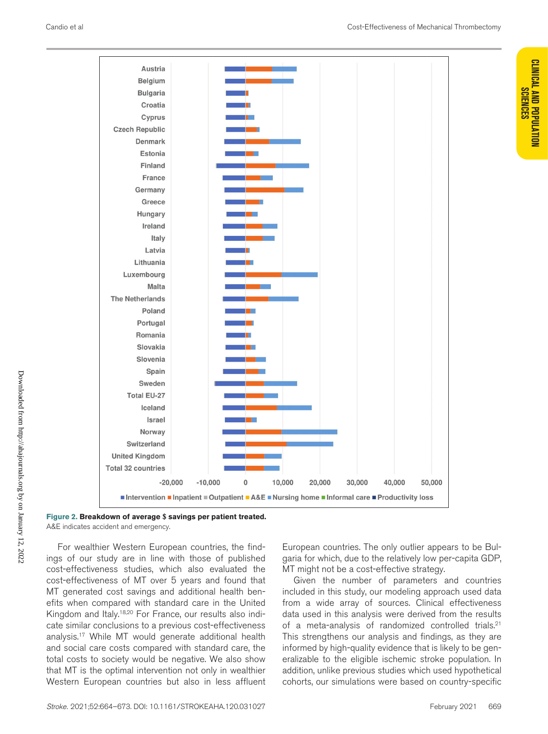**Figure 2. Breakdown of average $ savings per patient treated.**

A&E indicates accident and emergency.

For wealthier Western European countries, the findings of our study are in line with those of published cost-effectiveness studies, which also evaluated the cost-effectiveness of MT over 5 years and found that MT generated cost savings and additional health benefits when compared with standard care in the United Kingdom and Italy.[18,20] For France, our results also indicate similar conclusions to a previous cost-effectiveness analysis.[17] While MT would generate additional health and social care costs compared with standard care, the total costs to society would be negative. We also show that MT is the optimal intervention not only in wealthier Western European countries but also in less affluent European countries. The only outlier appears to be Bulgaria for which, due to the relatively low per-capita GDP, MT might not be a cost-effective strategy.

Given the number of parameters and countries included in this study, our modeling approach used data from a wide array of sources. Clinical effectiveness data used in this analysis were derived from the results of a meta-analysis of randomized controlled trials.[21] This strengthens our analysis and findings, as they are informed by high-quality evidence that is likely to be generalizable to the eligible ischemic stroke population. In addition, unlike previous studies which used hypothetical cohorts, our simulations were based on country-specific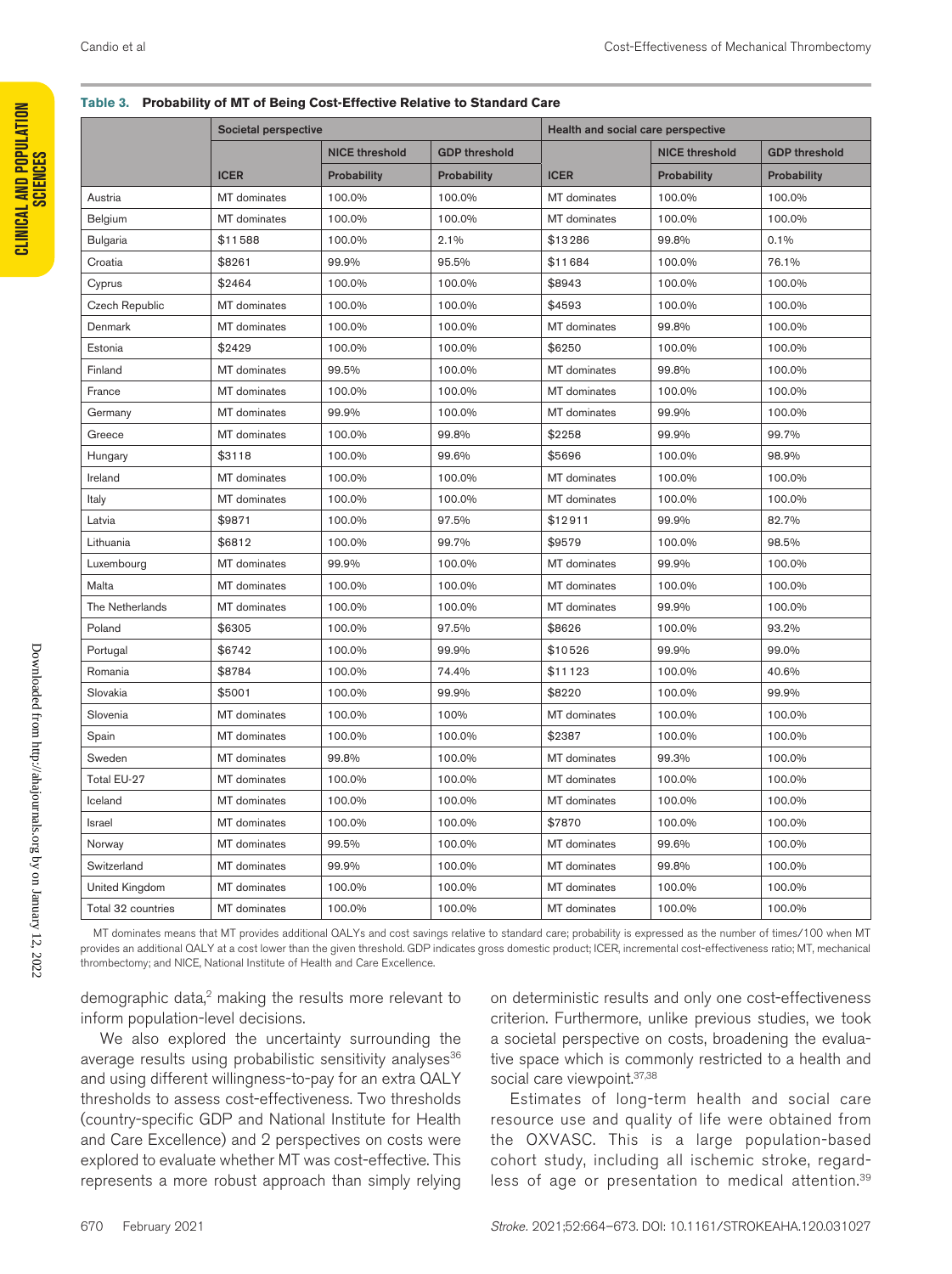**Table 3. Probability of MT of Being Cost-Effective Relative to Standard Care**

| | Societal perspective | | | Health and social care perspective | | |
|---|---|---|---|---|---|---|
| | | NICE threshold | GDP threshold | | NICE threshold | GDP threshold |
| | ICER | Probability | Probability | ICER | Probability | Probability |
| Austria | MT dominates | 100.0% | 100.0% | MT dominates | 100.0% | 100.0% |
| Belgium | MT dominates | 100.0% | 100.0% | MT dominates | 100.0% | 100.0% |
| Bulgaria | $11 588 | 100.0% | 2.1% | $13 286 | 99.8% | 0.1% |
| Croatia | $8261 | 99.9% | 95.5% | $11 684 | 100.0% | 76.1% |
| Cyprus | $2464 | 100.0% | 100.0% | $8943 | 100.0% | 100.0% |
| Czech Republic | MT dominates | 100.0% | 100.0% | $4593 | 100.0% | 100.0% |
| Denmark | MT dominates | 100.0% | 100.0% | MT dominates | 99.8% | 100.0% |
| Estonia | $2429 | 100.0% | 100.0% | $6250 | 100.0% | 100.0% |
| Finland | MT dominates | 99.5% | 100.0% | MT dominates | 99.8% | 100.0% |
| France | MT dominates | 100.0% | 100.0% | MT dominates | 100.0% | 100.0% |
| Germany | MT dominates | 99.9% | 100.0% | MT dominates | 99.9% | 100.0% |
| Greece | MT dominates | 100.0% | 99.8% | $2258 | 99.9% | 99.7% |
| Hungary | $3118 | 100.0% | 99.6% | $5696 | 100.0% | 98.9% |
| Ireland | MT dominates | 100.0% | 100.0% | MT dominates | 100.0% | 100.0% |
| Italy | MT dominates | 100.0% | 100.0% | MT dominates | 100.0% | 100.0% |
| Latvia | $9871 | 100.0% | 97.5% | $12 911 | 99.9% | 82.7% |
| Lithuania | $6812 | 100.0% | 99.7% | $9579 | 100.0% | 98.5% |
| Luxembourg | MT dominates | 99.9% | 100.0% | MT dominates | 99.9% | 100.0% |
| Malta | MT dominates | 100.0% | 100.0% | MT dominates | 100.0% | 100.0% |
| The Netherlands | MT dominates | 100.0% | 100.0% | MT dominates | 99.9% | 100.0% |
| Poland | $6305 | 100.0% | 97.5% | $8626 | 100.0% | 93.2% |
| Portugal | $6742 | 100.0% | 99.9% | $10 526 | 99.9% | 99.0% |
| Romania | $8784 | 100.0% | 74.4% | $11 123 | 100.0% | 40.6% |
| Slovakia | $5001 | 100.0% | 99.9% | $8220 | 100.0% | 99.9% |
| Slovenia | MT dominates | 100.0% | 100% | MT dominates | 100.0% | 100.0% |
| Spain | MT dominates | 100.0% | 100.0% | $2387 | 100.0% | 100.0% |
| Sweden | MT dominates | 99.8% | 100.0% | MT dominates | 99.3% | 100.0% |
| Total EU-27 | MT dominates | 100.0% | 100.0% | MT dominates | 100.0% | 100.0% |
| Iceland | MT dominates | 100.0% | 100.0% | MT dominates | 100.0% | 100.0% |
| Israel | MT dominates | 100.0% | 100.0% | $7870 | 100.0% | 100.0% |
| Norway | MT dominates | 99.5% | 100.0% | MT dominates | 99.6% | 100.0% |
| Switzerland | MT dominates | 99.9% | 100.0% | MT dominates | 99.8% | 100.0% |
| United Kingdom | MT dominates | 100.0% | 100.0% | MT dominates | 100.0% | 100.0% |
| Total 32 countries | MT dominates | 100.0% | 100.0% | MT dominates | 100.0% | 100.0% |

MT dominates means that MT provides additional QALYs and cost savings relative to standard care; probability is expressed as the number of times/100 when MT provides an additional QALY at a cost lower than the given threshold. GDP indicates gross domestic product; ICER, incremental cost-effectiveness ratio; MT, mechanical thrombectomy; and NICE, National Institute of Health and Care Excellence.

demographic data,[2] making the results more relevant to inform population-level decisions.

We also explored the uncertainty surrounding the average results using probabilistic sensitivity analyses[36] and using different willingness-to-pay for an extra QALY thresholds to assess cost-effectiveness. Two thresholds (country-specific GDP and National Institute for Health and Care Excellence) and 2 perspectives on costs were explored to evaluate whether MT was cost-effective. This represents a more robust approach than simply relying on deterministic results and only one cost-effectiveness criterion. Furthermore, unlike previous studies, we took a societal perspective on costs, broadening the evaluative space which is commonly restricted to a health and social care viewpoint.[37,38]

Estimates of long-term health and social care resource use and quality of life were obtained from the OXVASC. This is a large population-based cohort study, including all ischemic stroke, regardless of age or presentation to medical attention.[39]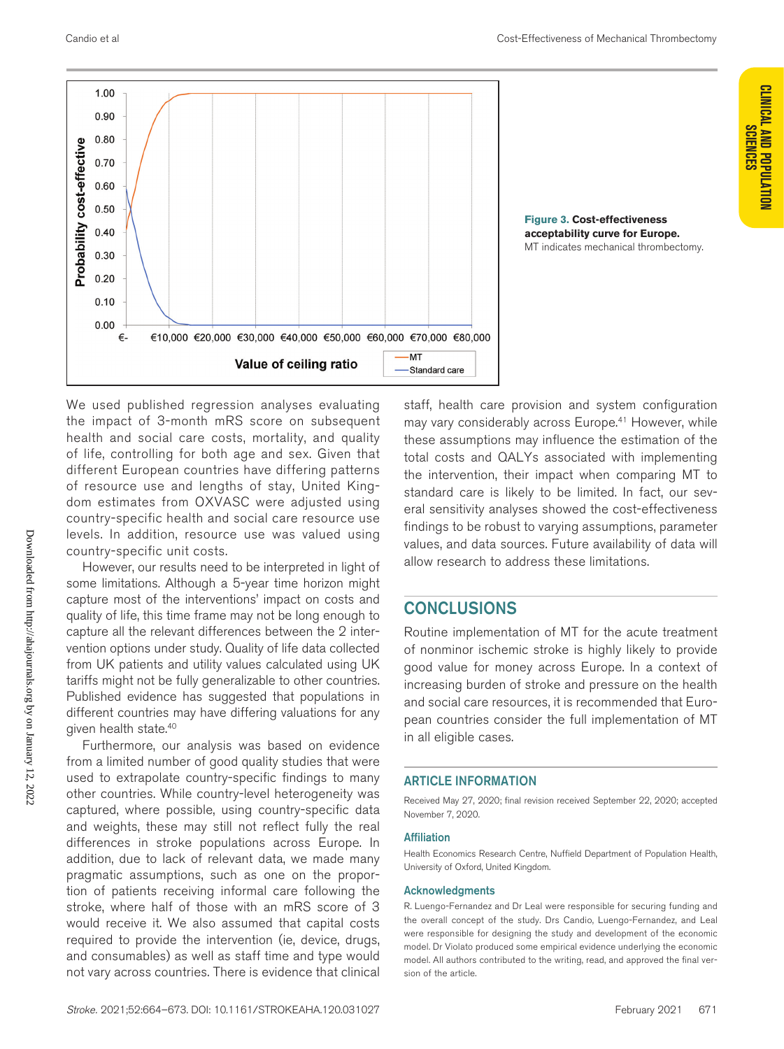Figure 3. Cost-effectiveness acceptability curve for Europe.
MT indicates mechanical thrombectomy.

We used published regression analyses evaluating the impact of 3-month mRS score on subsequent health and social care costs, mortality, and quality of life, controlling for both age and sex. Given that different European countries have differing patterns of resource use and lengths of stay, United Kingdom estimates from OXVASC were adjusted using country-specific health and social care resource use levels. In addition, resource use was valued using country-specific unit costs.

However, our results need to be interpreted in light of some limitations. Although a 5-year time horizon might capture most of the interventions' impact on costs and quality of life, this time frame may not be long enough to capture all the relevant differences between the 2 intervention options under study. Quality of life data collected from UK patients and utility values calculated using UK tariffs might not be fully generalizable to other countries. Published evidence has suggested that populations in different countries may have differing valuations for any given health state.[40]

Furthermore, our analysis was based on evidence from a limited number of good quality studies that were used to extrapolate country-specific findings to many other countries. While country-level heterogeneity was captured, where possible, using country-specific data and weights, these may still not reflect fully the real differences in stroke populations across Europe. In addition, due to lack of relevant data, we made many pragmatic assumptions, such as one on the proportion of patients receiving informal care following the stroke, where half of those with an mRS score of 3 would receive it. We also assumed that capital costs required to provide the intervention (ie, device, drugs, and consumables) as well as staff time and type would not vary across countries. There is evidence that clinical staff, health care provision and system configuration may vary considerably across Europe.[41] However, while these assumptions may influence the estimation of the total costs and QALYs associated with implementing the intervention, their impact when comparing MT to standard care is likely to be limited. In fact, our several sensitivity analyses showed the cost-effectiveness findings to be robust to varying assumptions, parameter values, and data sources. Future availability of data will allow research to address these limitations.

## CONCLUSIONS

Routine implementation of MT for the acute treatment of nonminor ischemic stroke is highly likely to provide good value for money across Europe. In a context of increasing burden of stroke and pressure on the health and social care resources, it is recommended that European countries consider the full implementation of MT in all eligible cases.

## ARTICLE INFORMATION

Received May 27, 2020; final revision received September 22, 2020; accepted November 7, 2020.

### Affiliation

Health Economics Research Centre, Nuffield Department of Population Health, University of Oxford, United Kingdom.

### Acknowledgments

R. Luengo-Fernandez and Dr Leal were responsible for securing funding and the overall concept of the study. Drs Candio, Luengo-Fernandez, and Leal were responsible for designing the study and development of the economic model. Dr Violato produced some empirical evidence underlying the economic model. All authors contributed to the writing, read, and approved the final version of the article.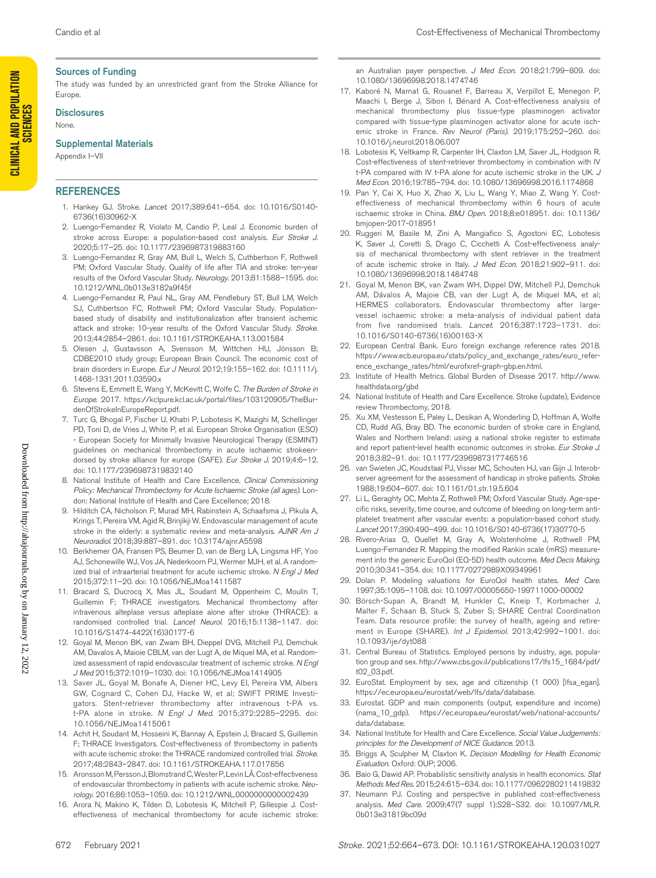## Sources of Funding

The study was funded by an unrestricted grant from the Stroke Alliance for Europe.

## Disclosures

None.

## Supplemental Materials

Appendix I–VII

## REFERENCES

1. Hankey GJ. Stroke. *Lancet*. 2017;389:641–654. doi: 10.1016/S0140-6736(16)30962-X
2. Luengo-Fernandez R, Violato M, Candio P, Leal J. Economic burden of stroke across Europe: a population-based cost analysis. *Eur Stroke J*. 2020;5:17–25. doi: 10.1177/2396987319883160
3. Luengo-Fernandez R, Gray AM, Bull L, Welch S, Cuthbertson F, Rothwell PM; Oxford Vascular Study. Quality of life after TIA and stroke: ten-year results of the Oxford Vascular Study. *Neurology*. 2013;81:1588–1595. doi: 10.1212/WNL.0b013e3182a9f45f
4. Luengo-Fernandez R, Paul NL, Gray AM, Pendlebury ST, Bull LM, Welch SJ, Cuthbertson FC, Rothwell PM; Oxford Vascular Study. Population-based study of disability and institutionalization after transient ischemic attack and stroke: 10-year results of the Oxford Vascular Study. *Stroke*. 2013;44:2854–2861. doi: 10.1161/STROKEAHA.113.001584
5. Olesen J, Gustavsson A, Svensson M, Wittchen HU, Jönsson B; CDBE2010 study group; European Brain Council. The economic cost of brain disorders in Europe. *Eur J Neurol*. 2012;19:155–162. doi: 10.1111/j.1468-1331.2011.03590.x
6. Stevens E, Emmett E, Wang Y, McKevitt C, Wolfe C. *The Burden of Stroke in Europe*. 2017. https://kclpure.kcl.ac.uk/portal/files/103120905/TheBurdenOfStrokeInEuropeReport.pdf.
7. Turc G, Bhogal P, Fischer U, Khatri P, Lobotesis K, Mazighi M, Schellinger PD, Toni D, de Vries J, White P, et al. European Stroke Organisation (ESO) - European Society for Minimally Invasive Neurological Therapy (ESMINT) guidelines on mechanical thrombectomy in acute ischaemic strokeendorsed by stroke alliance for europe (SAFE). *Eur Stroke J*. 2019;4:6–12. doi: 10.1177/2396987319832140
8. National Institute of Health and Care Excellence. *Clinical Commissioning Policy: Mechanical Thrombectomy for Acute Ischaemic Stroke (all ages)*. London: National Institute of Health and Care Excellence; 2018.
9. Hilditch CA, Nicholson P, Murad MH, Rabinstein A, Schaafsma J, Pikula A, Krings T, Pereira VM, Agid R, Brinjikji W. Endovascular management of acute stroke in the elderly: a systematic review and meta-analysis. *AJNR Am J Neuroradiol*. 2018;39:887–891. doi: 10.3174/ajnr.A5598
10. Berkhemer OA, Fransen PS, Beumer D, van de Berg LA, Lingsma HF, Yoo AJ, Schonewille WJ, Vos JA, Nederkoorn PJ, Wermer MJH, et al. A randomized trial of intraarterial treatment for acute ischemic stroke. *N Engl J Med* 2015;372:11–20. doi: 10.1056/NEJMoa1411587
11. Bracard S, Ducrocq X, Mas JL, Soudant M, Oppenheim C, Moulin T, Guillemin F; THRACE investigators. Mechanical thrombectomy after intravenous alteplase versus alteplase alone after stroke (THRACE): a randomised controlled trial. *Lancet Neurol*. 2016;15:1138–1147. doi: 10.1016/S1474-4422(16)30177-6
12. Goyal M, Menon BK, van Zwam BH, Dieppel DVG, Mitchell PJ, Demchuk AM, Davalos A, Maioie CBLM, van der Lugt A, de Miquel MA, et al. Randomized assessment of rapid endovascular treatment of ischemic stroke. *N Engl J Med* 2015;372:1019–1030. doi: 10.1056/NEJMoa1414905
13. Saver JL, Goyal M, Bonafe A, Diener HC, Levy EI, Pereira VM, Albers GW, Cognard C, Cohen DJ, Hacke W, et al; SWIFT PRIME Investigators. Stent-retriever thrombectomy after intravenous t-PA vs. t-PA alone in stroke. *N Engl J Med*. 2015;372:2285–2295. doi: 10.1056/NEJMoa1415061
14. Achit H, Soudant M, Hosseini K, Bannay A, Epstein J, Bracard S, Guillemin F; THRACE Investigators. Cost-effectiveness of thrombectomy in patients with acute ischemic stroke: the THRACE randomized controlled trial. *Stroke*. 2017;48:2843–2847. doi: 10.1161/STROKEAHA.117.017856
15. Aronsson M, Persson J, Blomstrand C, Wester P, Levin LÅ. Cost-effectiveness of endovascular thrombectomy in patients with acute ischemic stroke. *Neurology*. 2016;86:1053–1059. doi: 10.1212/WNL.0000000000002439
16. Arora N, Makino K, Tilden D, Lobotesis K, Mitchell P, Gillespie J. Cost-effectiveness of mechanical thrombectomy for acute ischemic stroke: an Australian payer perspective. *J Med Econ*. 2018;21:799–809. doi: 10.1080/13696998.2018.1474746
17. Kaboré N, Marnat G, Rouanet F, Barreau X, Verpillot E, Menegon P, Maachi I, Berge J, Sibon I, Bénard A. Cost-effectiveness analysis of mechanical thrombectomy plus tissue-type plasminogen activator compared with tissue-type plasminogen activator alone for acute ischemic stroke in France. *Rev Neurol (Paris)*. 2019;175:252–260. doi: 10.1016/j.neurol.2018.06.007
18. Lobotesis K, Veltkamp R, Carpenter IH, Claxton LM, Saver JL, Hodgson R. Cost-effectiveness of stent-retriever thrombectomy in combination with IV t-PA compared with IV t-PA alone for acute ischemic stroke in the UK. *J Med Econ*. 2016;19:785–794. doi: 10.1080/13696998.2016.1174868
19. Pan Y, Cai X, Huo X, Zhao X, Liu L, Wang Y, Miao Z, Wang Y. Cost-effectiveness of mechanical thrombectomy within 6 hours of acute ischaemic stroke in China. *BMJ Open*. 2018;8:e018951. doi: 10.1136/bmjopen-2017-018951
20. Ruggeri M, Basile M, Zini A, Mangiafico S, Agostoni EC, Lobotesis K, Saver J, Coretti S, Drago C, Cicchetti A. Cost-effectiveness analysis of mechanical thrombectomy with stent retriever in the treatment of acute ischemic stroke in Italy. *J Med Econ*. 2018;21:902–911. doi: 10.1080/13696998.2018.1484748
21. Goyal M, Menon BK, van Zwam WH, Dippel DW, Mitchell PJ, Demchuk AM, Dávalos A, Majoie CB, van der Lugt A, de Miquel MA, et al; HERMES collaborators. Endovascular thrombectomy after large-vessel ischaemic stroke: a meta-analysis of individual patient data from five randomised trials. *Lancet*. 2016;387:1723–1731. doi: 10.1016/S0140-6736(16)00163-X
22. European Central Bank. Euro foreign exchange reference rates 2018. https://www.ecb.europa.eu/stats/policy_and_exchange_rates/euro_reference_exchange_rates/html/eurofxref-graph-gbp.en.html.
23. Institute of Health Metrics. Global Burden of Disease 2017. http://www.healthdata.org/gbd
24. National Institute of Health and Care Excellence. Stroke (update), Evidence review Thrombectomy, 2018.
25. Xu XM, Vestesson E, Paley L, Desikan A, Wonderling D, Hoffman A, Wolfe CD, Rudd AG, Bray BD. The economic burden of stroke care in England, Wales and Northern Ireland: using a national stroke register to estimate and report patient-level health economic outcomes in stroke. *Eur Stroke J*. 2018;3:82–91. doi: 10.1177/2396987317746516
26. van Swieten JC, Koudstaal PJ, Visser MC, Schouten HJ, van Gijn J. Interobserver agreement for the assessment of handicap in stroke patients. *Stroke*. 1988;19:604–607. doi: 10.1161/01.str.19.5.604
27. Li L, Geraghty OC, Mehta Z, Rothwell PM; Oxford Vascular Study. Age-specific risks, severity, time course, and outcome of bleeding on long-term antiplatelet treatment after vascular events: a population-based cohort study. *Lancet* 2017;390:490–499. doi: 10.1016/S0140-6736(17)30770-5
28. Rivero-Arias O, Ouellet M, Gray A, Wolstenholme J, Rothwell PM, Luengo-Fernandez R. Mapping the modified Rankin scale (mRS) measurement into the generic EuroQol (EQ-5D) health outcome. *Med Decis Making*. 2010;30:341–354. doi: 10.1177/0272989X09349961
29. Dolan P. Modeling valuations for EuroQol health states. *Med Care*. 1997;35:1095–1108. doi: 10.1097/00005650-199711000-00002
30. Börsch-Supan A, Brandt M, Hunkler C, Kneip T, Korbmacher J, Malter F, Schaan B, Stuck S, Zuber S; SHARE Central Coordination Team. Data resource profile: the survey of health, ageing and retirement in Europe (SHARE). *Int J Epidemiol*. 2013;42:992–1001. doi: 10.1093/ije/dyt088
31. Central Bureau of Statistics. Employed persons by industry, age, population group and sex. http://www.cbs.gov.il/publications17/lfs15_1684/pdf/t02_03.pdf.
32. EuroStat. Employment by sex, age and citizenship (1 000) [lfsa_egan]. https://ec.europa.eu/eurostat/web/lfs/data/database.
33. Eurostat. GDP and main components (output, expenditure and income) (nama_10_gdp). https://ec.europa.eu/eurostat/web/national-accounts/data/database.
34. National Institute for Health and Care Excellence. *Social Value Judgements: principles for the Development of NICE Guidance*. 2013.
35. Briggs A, Sculpher M, Claxton K. *Decision Modelling for Health Economic Evaluation*. Oxford: OUP; 2006.
36. Baio G, Dawid AP. Probabilistic sensitivity analysis in health economics. *Stat Methods Med Res*. 2015;24:615–634. doi: 10.1177/0962280211419832
37. Neumann PJ. Costing and perspective in published cost-effectiveness analysis. *Med Care*. 2009;47(7 suppl 1):S28–S32. doi: 10.1097/MLR.0b013e31819bc09d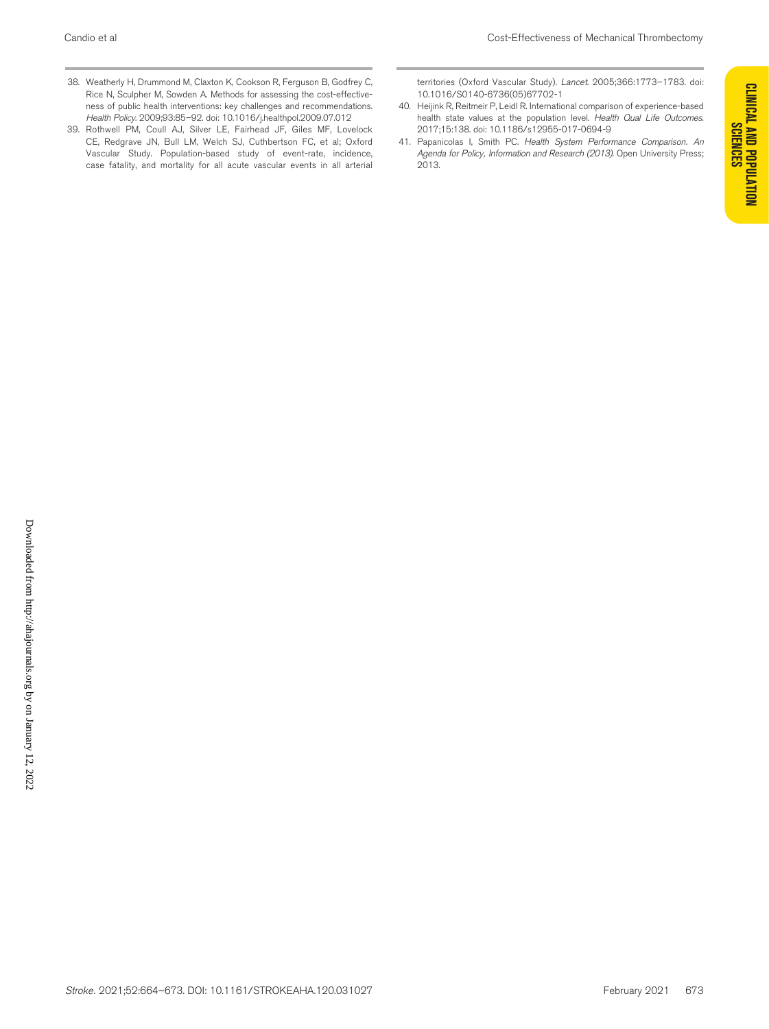38. Weatherly H, Drummond M, Claxton K, Cookson R, Ferguson B, Godfrey C, Rice N, Sculpher M, Sowden A. Methods for assessing the cost-effectiveness of public health interventions: key challenges and recommendations. *Health Policy*. 2009;93:85–92. doi: 10.1016/j.healthpol.2009.07.012
39. Rothwell PM, Coull AJ, Silver LE, Fairhead JF, Giles MF, Lovelock CE, Redgrave JN, Bull LM, Welch SJ, Cuthbertson FC, et al; Oxford Vascular Study. Population-based study of event-rate, incidence, case fatality, and mortality for all acute vascular events in all arterial territories (Oxford Vascular Study). *Lancet*. 2005;366:1773–1783. doi: 10.1016/S0140-6736(05)67702-1
40. Heijink R, Reitmeir P, Leidl R. International comparison of experience-based health state values at the population level. *Health Qual Life Outcomes*. 2017;15:138. doi: 10.1186/s12955-017-0694-9
41. Papanicolas I, Smith PC. *Health System Performance Comparison. An Agenda for Policy, Information and Research (2013)*. Open University Press; 2013.